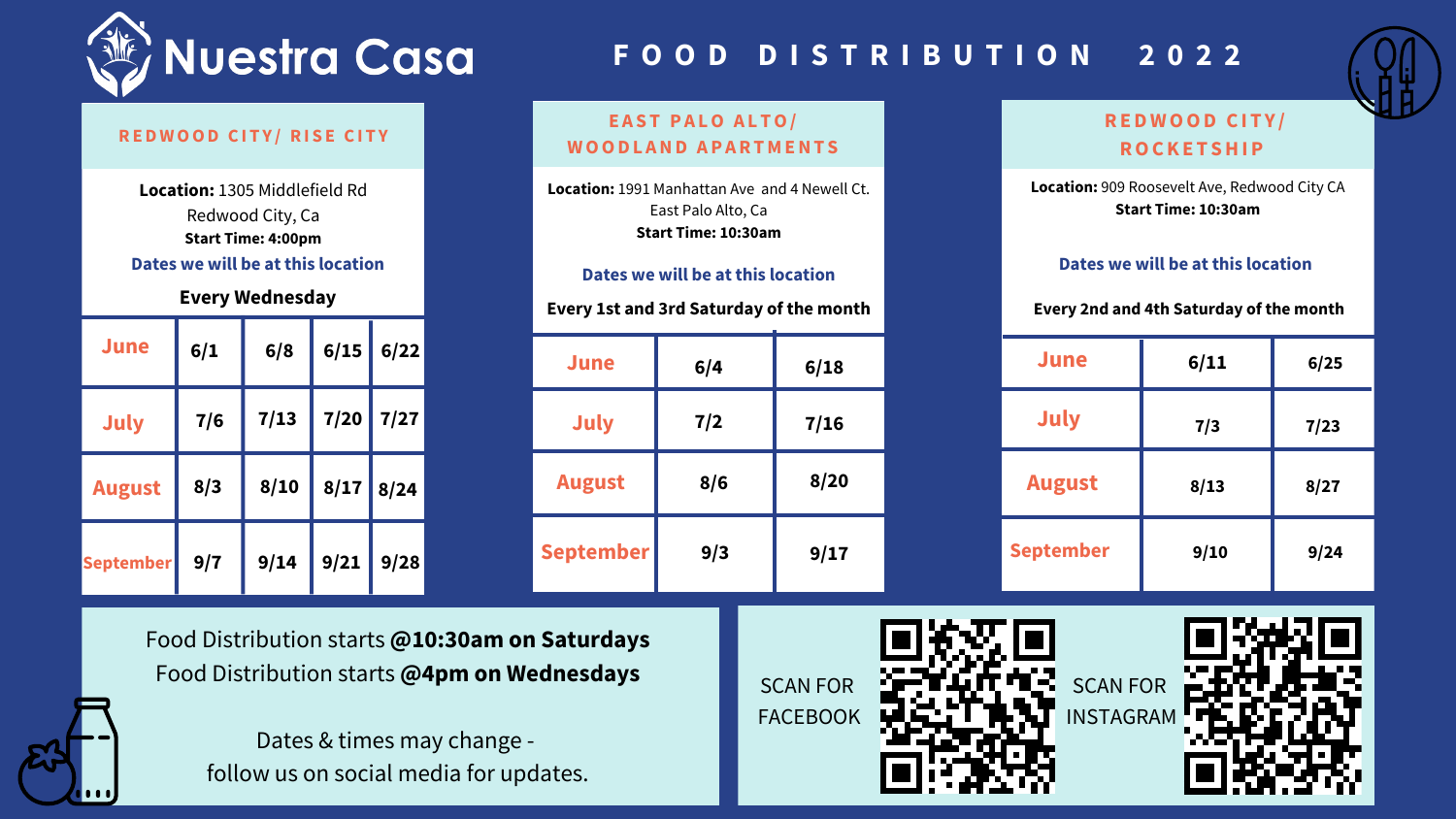# Nuestra Casa

## FOOD DISTRIBUTION 2022

### REDWOOD CITY/ RISE CITY

**Location:** 1305 Middlefield Rd
Redwood City, Ca
**Start Time: 4:00pm**

**Dates we will be at this location**

**Every Wednesday**

| Month | | | | |
|---|---|---|---|---|
| June | 6/1 | 6/8 | 6/15 | 6/22 |
| July | 7/6 | 7/13 | 7/20 | 7/27 |
| August | 8/3 | 8/10 | 8/17 | 8/24 |
| September | 9/7 | 9/14 | 9/21 | 9/28 |

### EAST PALO ALTO/ WOODLAND APARTMENTS

**Location:** 1991 Manhattan Ave and 4 Newell Ct.
East Palo Alto, Ca
**Start Time: 10:30am**

**Dates we will be at this location**

**Every 1st and 3rd Saturday of the month**

| Month | | |
|---|---|---|
| June | 6/4 | 6/18 |
| July | 7/2 | 7/16 |
| August | 8/6 | 8/20 |
| September | 9/3 | 9/17 |

### REDWOOD CITY/ ROCKETSHIP

**Location:** 909 Roosevelt Ave, Redwood City CA
**Start Time: 10:30am**

**Dates we will be at this location**

**Every 2nd and 4th Saturday of the month**

| Month | | |
|---|---|---|
| June | 6/11 | 6/25 |
| July | 7/3 | 7/23 |
| August | 8/13 | 8/27 |
| September | 9/10 | 9/24 |

Food Distribution starts **@10:30am on Saturdays**
Food Distribution starts **@4pm on Wednesdays**

Dates & times may change -
follow us on social media for updates.

SCAN FOR FACEBOOK

SCAN FOR INSTAGRAM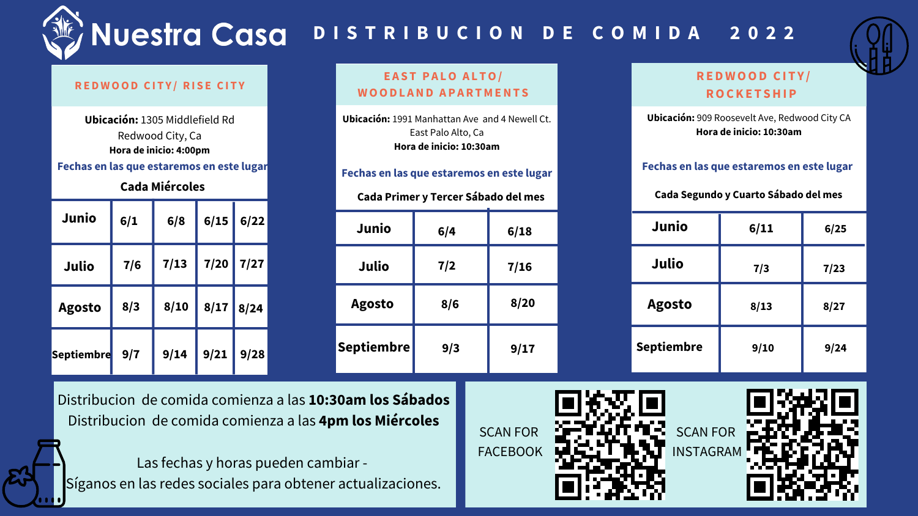# Nuestra Casa

## DISTRIBUCION DE COMIDA 2022

### REDWOOD CITY/ RISE CITY

**Ubicación:** 1305 Middlefield Rd
Redwood City, Ca
**Hora de inicio: 4:00pm**

**Fechas en las que estaremos en este lugar**

**Cada Miércoles**

| | | | | |
|---|---|---|---|---|
| **Junio** | **6/1** | **6/8** | **6/15** | **6/22** |
| **Julio** | **7/6** | **7/13** | **7/20** | **7/27** |
| **Agosto** | **8/3** | **8/10** | **8/17** | **8/24** |
| **Septiembre** | **9/7** | **9/14** | **9/21** | **9/28** |

### EAST PALO ALTO/ WOODLAND APARTMENTS

**Ubicación:** 1991 Manhattan Ave and 4 Newell Ct.
East Palo Alto, Ca
**Hora de inicio: 10:30am**

**Fechas en las que estaremos en este lugar**

**Cada Primer y Tercer Sábado del mes**

| | | |
|---|---|---|
| **Junio** | **6/4** | **6/18** |
| **Julio** | **7/2** | **7/16** |
| **Agosto** | **8/6** | **8/20** |
| **Septiembre** | **9/3** | **9/17** |

### REDWOOD CITY/ ROCKETSHIP

**Ubicación:** 909 Roosevelt Ave, Redwood City CA
**Hora de inicio: 10:30am**

**Fechas en las que estaremos en este lugar**

**Cada Segundo y Cuarto Sábado del mes**

| | | |
|---|---|---|
| **Junio** | **6/11** | **6/25** |
| **Julio** | **7/3** | **7/23** |
| **Agosto** | **8/13** | **8/27** |
| **Septiembre** | **9/10** | **9/24** |

Distribucion de comida comienza a las **10:30am los Sábados**
Distribucion de comida comienza a las **4pm los Miércoles**

Las fechas y horas pueden cambiar -
Síganos en las redes sociales para obtener actualizaciones.

SCAN FOR FACEBOOK

SCAN FOR INSTAGRAM